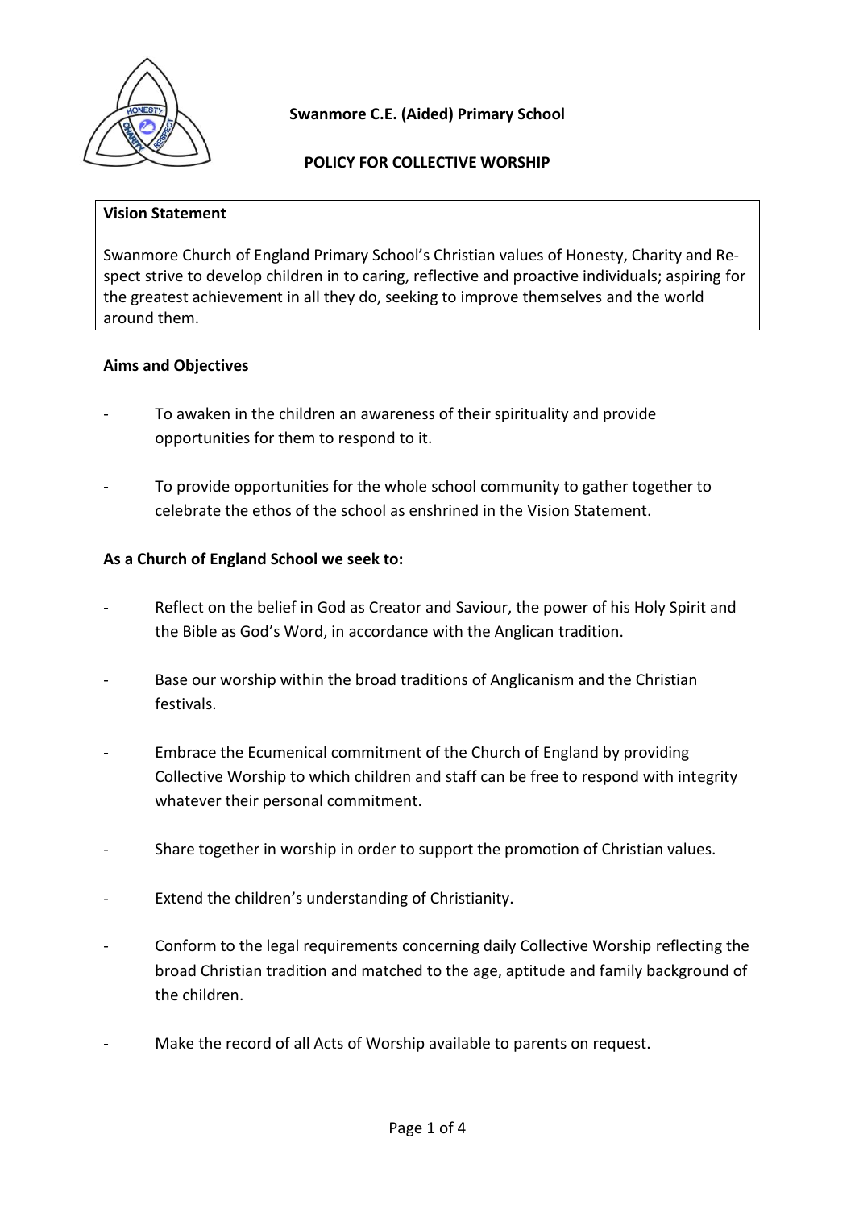**Swanmore C.E. (Aided) Primary School**

**POLICY FOR COLLECTIVE WORSHIP**

**Vision Statement**

Swanmore Church of England Primary School's Christian values of Honesty, Charity and Respect strive to develop children in to caring, reflective and proactive individuals; aspiring for the greatest achievement in all they do, seeking to improve themselves and the world around them.

**Aims and Objectives**

- To awaken in the children an awareness of their spirituality and provide opportunities for them to respond to it.
- To provide opportunities for the whole school community to gather together to celebrate the ethos of the school as enshrined in the Vision Statement.

**As a Church of England School we seek to:**

- Reflect on the belief in God as Creator and Saviour, the power of his Holy Spirit and the Bible as God's Word, in accordance with the Anglican tradition.
- Base our worship within the broad traditions of Anglicanism and the Christian festivals.
- Embrace the Ecumenical commitment of the Church of England by providing Collective Worship to which children and staff can be free to respond with integrity whatever their personal commitment.
- Share together in worship in order to support the promotion of Christian values.
- Extend the children's understanding of Christianity.
- Conform to the legal requirements concerning daily Collective Worship reflecting the broad Christian tradition and matched to the age, aptitude and family background of the children.
- Make the record of all Acts of Worship available to parents on request.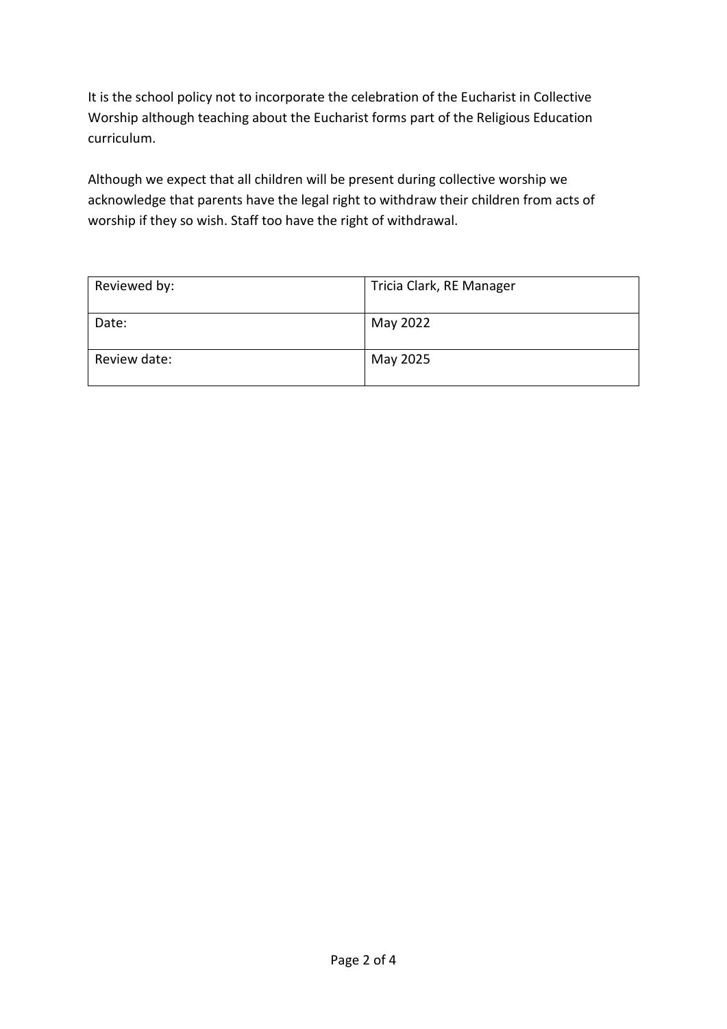It is the school policy not to incorporate the celebration of the Eucharist in Collective Worship although teaching about the Eucharist forms part of the Religious Education curriculum.

Although we expect that all children will be present during collective worship we acknowledge that parents have the legal right to withdraw their children from acts of worship if they so wish. Staff too have the right of withdrawal.

| Reviewed by: | Tricia Clark, RE Manager |
|---|---|
| Date: | May 2022 |
| Review date: | May 2025 |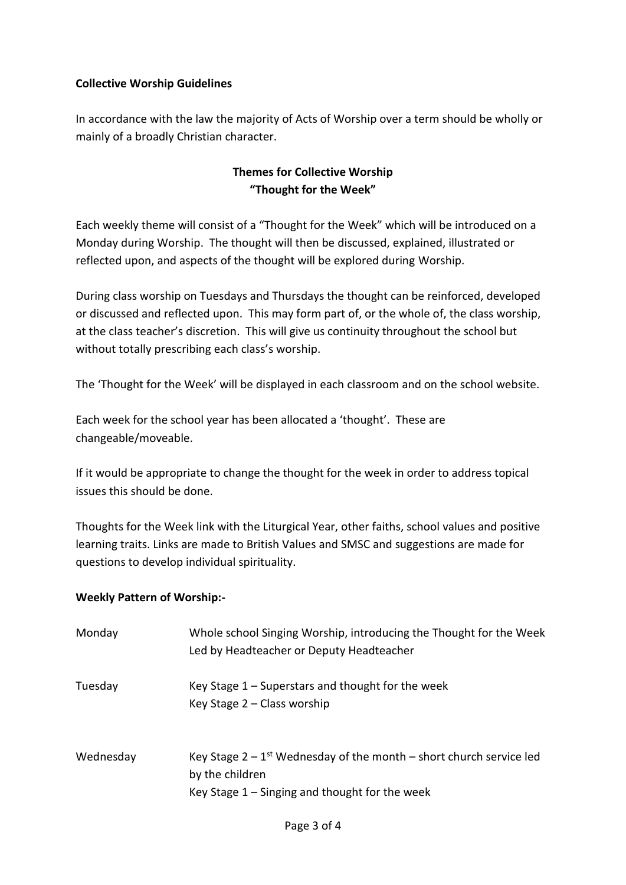**Collective Worship Guidelines**

In accordance with the law the majority of Acts of Worship over a term should be wholly or mainly of a broadly Christian character.

**Themes for Collective Worship**
**"Thought for the Week"**

Each weekly theme will consist of a "Thought for the Week" which will be introduced on a Monday during Worship. The thought will then be discussed, explained, illustrated or reflected upon, and aspects of the thought will be explored during Worship.

During class worship on Tuesdays and Thursdays the thought can be reinforced, developed or discussed and reflected upon. This may form part of, or the whole of, the class worship, at the class teacher's discretion. This will give us continuity throughout the school but without totally prescribing each class's worship.

The 'Thought for the Week' will be displayed in each classroom and on the school website.

Each week for the school year has been allocated a 'thought'. These are changeable/moveable.

If it would be appropriate to change the thought for the week in order to address topical issues this should be done.

Thoughts for the Week link with the Liturgical Year, other faiths, school values and positive learning traits. Links are made to British Values and SMSC and suggestions are made for questions to develop individual spirituality.

**Weekly Pattern of Worship:-**

| | |
|---|---|
| Monday | Whole school Singing Worship, introducing the Thought for the Week<br>Led by Headteacher or Deputy Headteacher |
| Tuesday | Key Stage 1 – Superstars and thought for the week<br>Key Stage 2 – Class worship |
| Wednesday | Key Stage 2 – 1st Wednesday of the month – short church service led by the children<br>Key Stage 1 – Singing and thought for the week |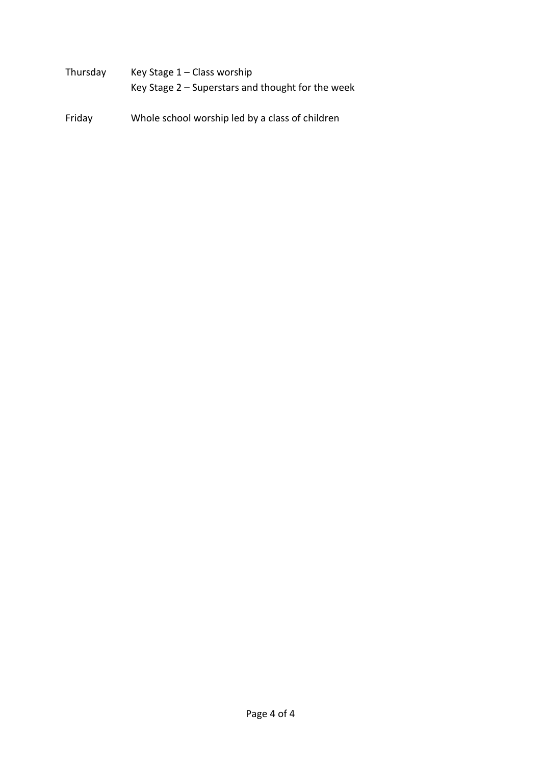| | |
|---|---|
| Thursday | Key Stage 1 – Class worship<br>Key Stage 2 – Superstars and thought for the week |
| Friday | Whole school worship led by a class of children |